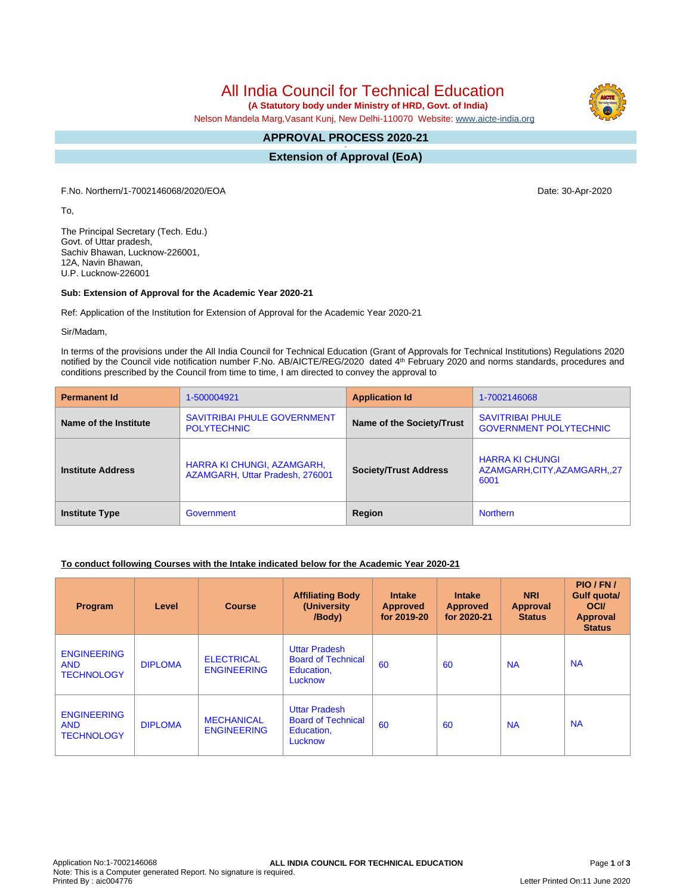# All India Council for Technical Education

**(A Statutory body under Ministry of HRD, Govt. of India)**

Nelson Mandela Marg,Vasant Kunj, New Delhi-110070 Website: www.aicte-india.org

## APPROVAL PROCESS 2020-21

## Extension of Approval (EoA)

F.No. Northern/1-7002146068/2020/EOA

Date: 30-Apr-2020

To,

The Principal Secretary (Tech. Edu.)
Govt. of Uttar pradesh,
Sachiv Bhawan, Lucknow-226001,
12A, Navin Bhawan,
U.P. Lucknow-226001

**Sub: Extension of Approval for the Academic Year 2020-21**

Ref: Application of the Institution for Extension of Approval for the Academic Year 2020-21

Sir/Madam,

In terms of the provisions under the All India Council for Technical Education (Grant of Approvals for Technical Institutions) Regulations 2020 notified by the Council vide notification number F.No. AB/AICTE/REG/2020 dated 4th February 2020 and norms standards, procedures and conditions prescribed by the Council from time to time, I am directed to convey the approval to

| **Permanent Id** | 1-500004921 | **Application Id** | 1-7002146068 |
|---|---|---|---|
| **Name of the Institute** | SAVITRIBAI PHULE GOVERNMENT POLYTECHNIC | **Name of the Society/Trust** | SAVITRIBAI PHULE GOVERNMENT POLYTECHNIC |
| **Institute Address** | HARRA KI CHUNGI, AZAMGARH, AZAMGARH, Uttar Pradesh, 276001 | **Society/Trust Address** | HARRA KI CHUNGI AZAMGARH,CITY,AZAMGARH,,276001 |
| **Institute Type** | Government | **Region** | Northern |

**To conduct following Courses with the Intake indicated below for the Academic Year 2020-21**

| Program | Level | Course | Affiliating Body (University /Body) | Intake Approved for 2019-20 | Intake Approved for 2020-21 | NRI Approval Status | PIO / FN / Gulf quota/ OCI/ Approval Status |
|---|---|---|---|---|---|---|---|
| ENGINEERING AND TECHNOLOGY | DIPLOMA | ELECTRICAL ENGINEERING | Uttar Pradesh Board of Technical Education, Lucknow | 60 | 60 | NA | NA |
| ENGINEERING AND TECHNOLOGY | DIPLOMA | MECHANICAL ENGINEERING | Uttar Pradesh Board of Technical Education, Lucknow | 60 | 60 | NA | NA |

Application No:1-7002146068
Note: This is a Computer generated Report. No signature is required.
Printed By : aic004776

Letter Printed On:11 June 2020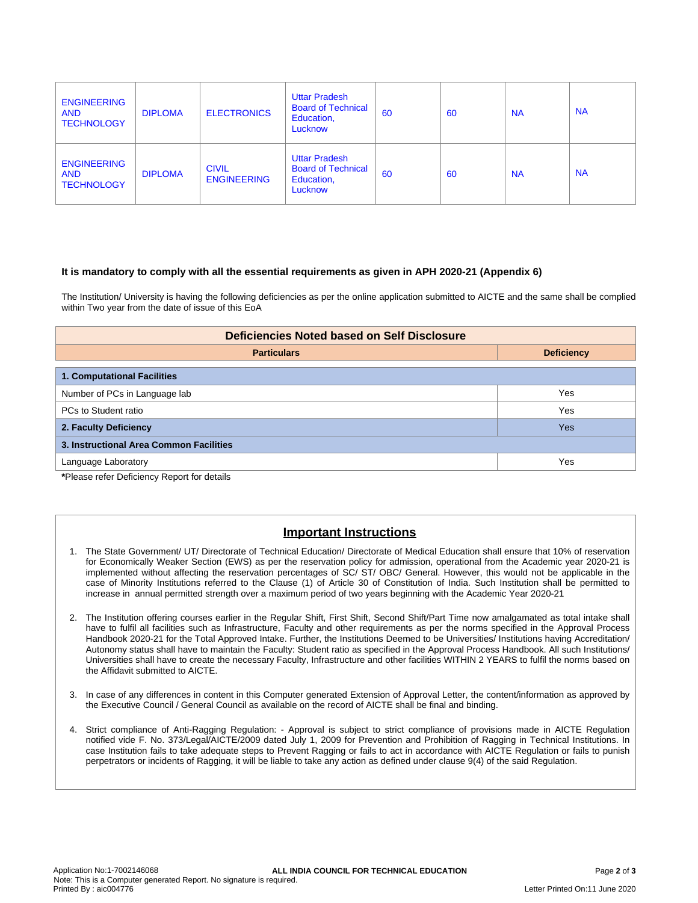| ENGINEERING AND TECHNOLOGY | DIPLOMA | ELECTRONICS | Uttar Pradesh Board of Technical Education, Lucknow | 60 | 60 | NA | NA |
|---|---|---|---|---|---|---|---|
| ENGINEERING AND TECHNOLOGY | DIPLOMA | CIVIL ENGINEERING | Uttar Pradesh Board of Technical Education, Lucknow | 60 | 60 | NA | NA |

**It is mandatory to comply with all the essential requirements as given in APH 2020-21 (Appendix 6)**

The Institution/ University is having the following deficiencies as per the online application submitted to AICTE and the same shall be complied within Two year from the date of issue of this EoA

| Deficiencies Noted based on Self Disclosure | |
|---|---|
| **Particulars** | **Deficiency** |
| **1. Computational Facilities** | |
| Number of PCs in Language lab | Yes |
| PCs to Student ratio | Yes |
| **2. Faculty Deficiency** | Yes |
| **3. Instructional Area Common Facilities** | |
| Language Laboratory | Yes |

***Please refer Deficiency Report for details**

## Important Instructions

1. The State Government/ UT/ Directorate of Technical Education/ Directorate of Medical Education shall ensure that 10% of reservation for Economically Weaker Section (EWS) as per the reservation policy for admission, operational from the Academic year 2020-21 is implemented without affecting the reservation percentages of SC/ ST/ OBC/ General. However, this would not be applicable in the case of Minority Institutions referred to the Clause (1) of Article 30 of Constitution of India. Such Institution shall be permitted to increase in annual permitted strength over a maximum period of two years beginning with the Academic Year 2020-21

2. The Institution offering courses earlier in the Regular Shift, First Shift, Second Shift/Part Time now amalgamated as total intake shall have to fulfil all facilities such as Infrastructure, Faculty and other requirements as per the norms specified in the Approval Process Handbook 2020-21 for the Total Approved Intake. Further, the Institutions Deemed to be Universities/ Institutions having Accreditation/ Autonomy status shall have to maintain the Faculty: Student ratio as specified in the Approval Process Handbook. All such Institutions/ Universities shall have to create the necessary Faculty, Infrastructure and other facilities WITHIN 2 YEARS to fulfil the norms based on the Affidavit submitted to AICTE.

3. In case of any differences in content in this Computer generated Extension of Approval Letter, the content/information as approved by the Executive Council / General Council as available on the record of AICTE shall be final and binding.

4. Strict compliance of Anti-Ragging Regulation: - Approval is subject to strict compliance of provisions made in AICTE Regulation notified vide F. No. 373/Legal/AICTE/2009 dated July 1, 2009 for Prevention and Prohibition of Ragging in Technical Institutions. In case Institution fails to take adequate steps to Prevent Ragging or fails to act in accordance with AICTE Regulation or fails to punish perpetrators or incidents of Ragging, it will be liable to take any action as defined under clause 9(4) of the said Regulation.

Application No:1-7002146068
Note: This is a Computer generated Report. No signature is required.
Printed By : aic004776

ALL INDIA COUNCIL FOR TECHNICAL EDUCATION

Letter Printed On:11 June 2020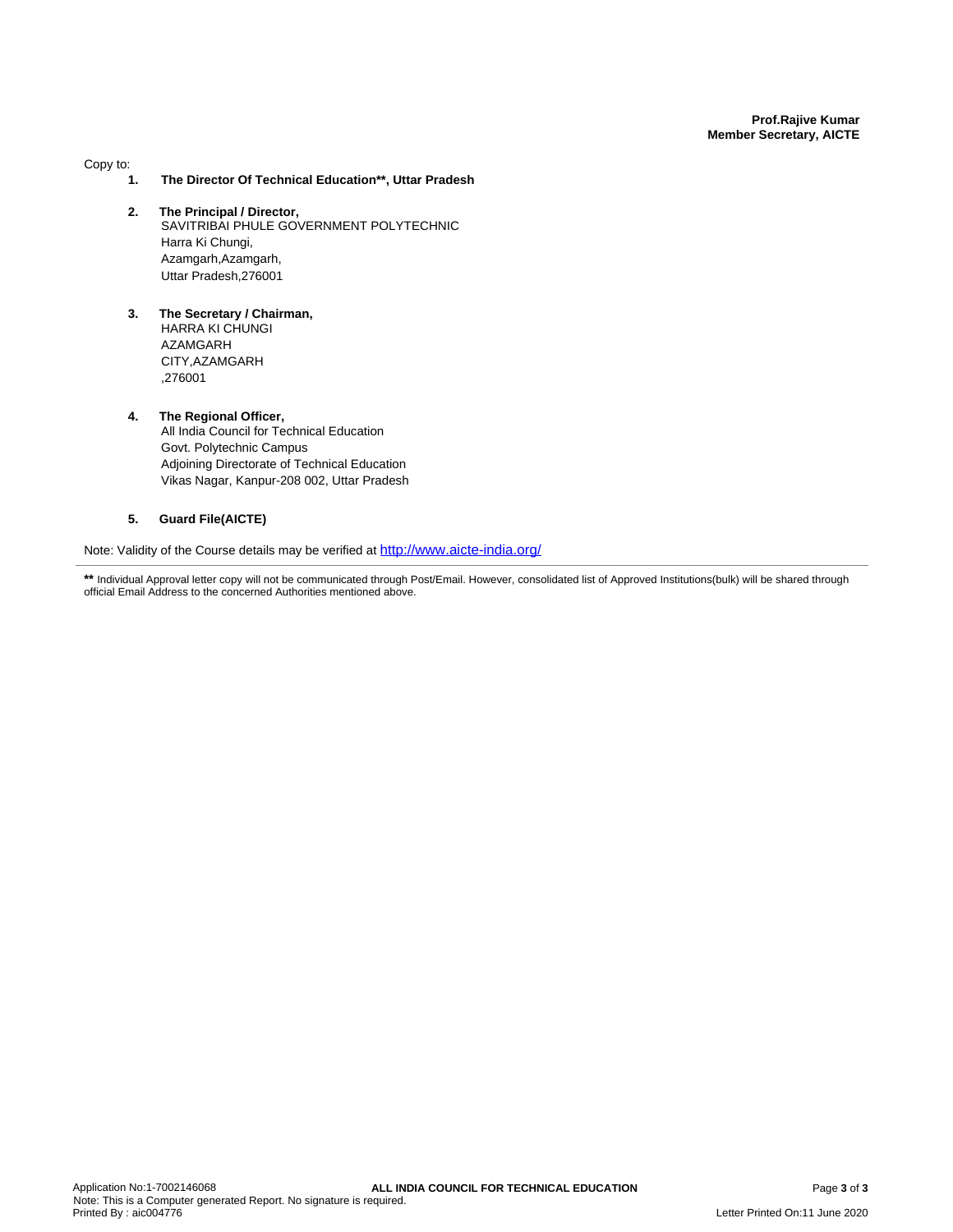**Prof.Rajive Kumar**
**Member Secretary, AICTE**

Copy to:

1. **The Director Of Technical Education**, Uttar Pradesh**

2. **The Principal / Director,**
   SAVITRIBAI PHULE GOVERNMENT POLYTECHNIC
   Harra Ki Chungi,
   Azamgarh,Azamgarh,
   Uttar Pradesh,276001

3. **The Secretary / Chairman,**
   HARRA KI CHUNGI
   AZAMGARH
   CITY,AZAMGARH
   ,276001

4. **The Regional Officer,**
   All India Council for Technical Education
   Govt. Polytechnic Campus
   Adjoining Directorate of Technical Education
   Vikas Nagar, Kanpur-208 002, Uttar Pradesh

5. **Guard File(AICTE)**

Note: Validity of the Course details may be verified at http://www.aicte-india.org/

---

**** Individual Approval letter copy will not be communicated through Post/Email. However, consolidated list of Approved Institutions(bulk) will be shared through official Email Address to the concerned Authorities mentioned above.

Application No:1-7002146068 **ALL INDIA COUNCIL FOR TECHNICAL EDUCATION**
Note: This is a Computer generated Report. No signature is required.
Printed By : aic004776
Letter Printed On:11 June 2020